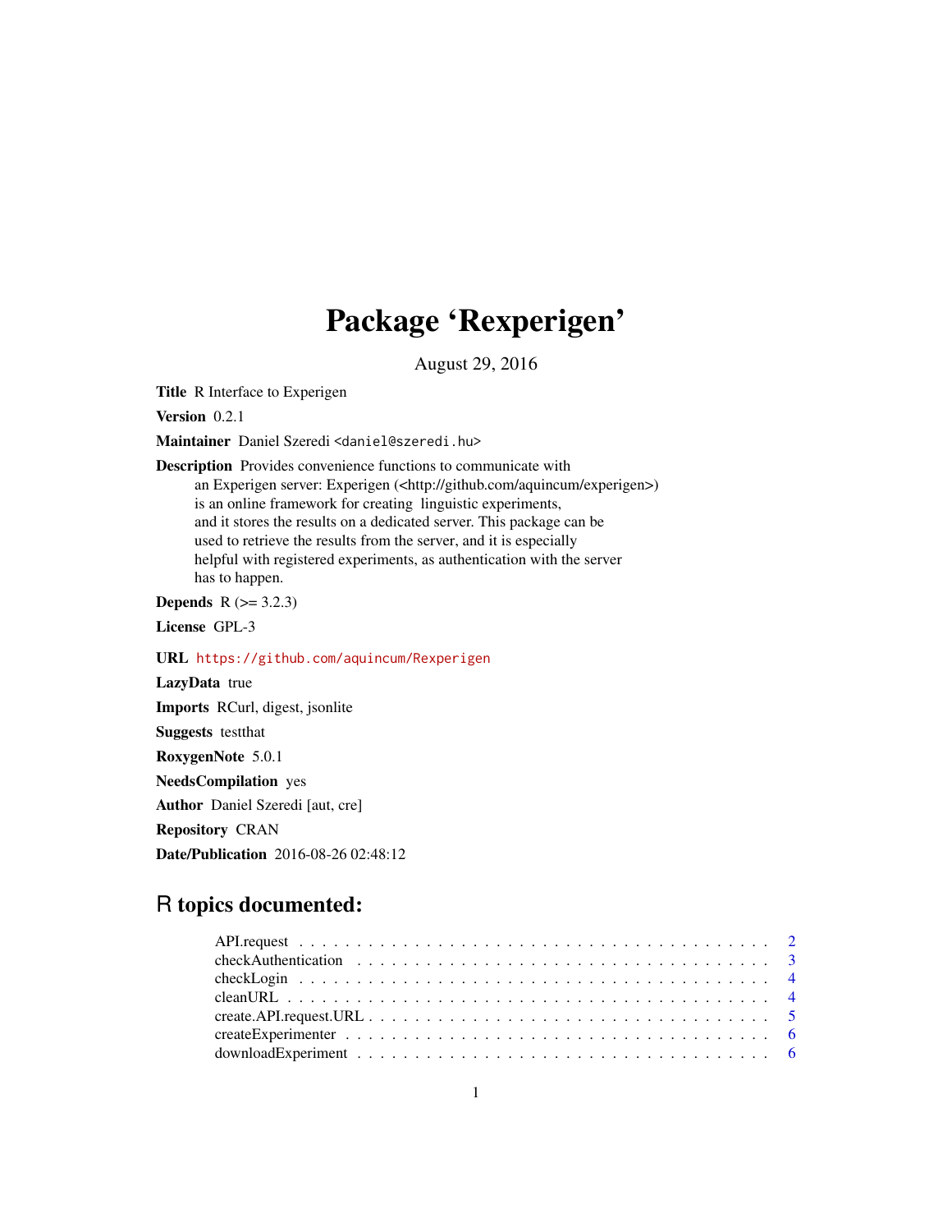# Package 'Rexperigen'

August 29, 2016

**Title** R Interface to Experigen

**Version** 0.2.1

**Maintainer** Daniel Szeredi <daniel@szeredi.hu>

**Description** Provides convenience functions to communicate with an Experigen server: Experigen (<http://github.com/aquincum/experigen>) is an online framework for creating linguistic experiments, and it stores the results on a dedicated server. This package can be used to retrieve the results from the server, and it is especially helpful with registered experiments, as authentication with the server has to happen.

**Depends** R (>= 3.2.3)

**License** GPL-3

**URL** https://github.com/aquincum/Rexperigen

**LazyData** true

**Imports** RCurl, digest, jsonlite

**Suggests** testthat

**RoxygenNote** 5.0.1

**NeedsCompilation** yes

**Author** Daniel Szeredi [aut, cre]

**Repository** CRAN

**Date/Publication** 2016-08-26 02:48:12

## R topics documented:

- API.request . . . . . . . . . . . . . . . . . . . . . . . . . . . . . . . . . . . . . . . . 2
- checkAuthentication . . . . . . . . . . . . . . . . . . . . . . . . . . . . . . . . . . . 3
- checkLogin . . . . . . . . . . . . . . . . . . . . . . . . . . . . . . . . . . . . . . . . 4
- cleanURL . . . . . . . . . . . . . . . . . . . . . . . . . . . . . . . . . . . . . . . . . 4
- create.API.request.URL . . . . . . . . . . . . . . . . . . . . . . . . . . . . . . . . . 5
- createExperimenter . . . . . . . . . . . . . . . . . . . . . . . . . . . . . . . . . . . 6
- downloadExperiment . . . . . . . . . . . . . . . . . . . . . . . . . . . . . . . . . . . 6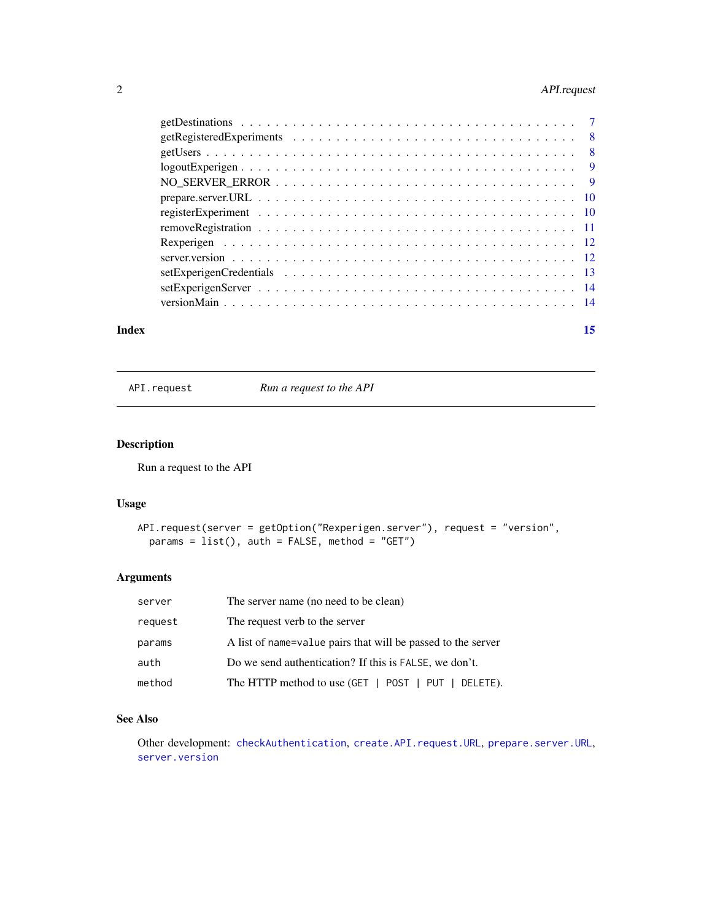getDestinations . . . . . . . . . . . . . . . . . . . . . . . . . . . . . . . . . . . . 7
getRegisteredExperiments . . . . . . . . . . . . . . . . . . . . . . . . . . . . . . . . 8
getUsers . . . . . . . . . . . . . . . . . . . . . . . . . . . . . . . . . . . . . . . . 8
logoutExperigen . . . . . . . . . . . . . . . . . . . . . . . . . . . . . . . . . . . . 9
NO_SERVER_ERROR . . . . . . . . . . . . . . . . . . . . . . . . . . . . . . . . . . 9
prepare.server.URL . . . . . . . . . . . . . . . . . . . . . . . . . . . . . . . . . . 10
registerExperiment . . . . . . . . . . . . . . . . . . . . . . . . . . . . . . . . . . 10
removeRegistration . . . . . . . . . . . . . . . . . . . . . . . . . . . . . . . . . . 11
Rexperigen . . . . . . . . . . . . . . . . . . . . . . . . . . . . . . . . . . . . . . 12
server.version . . . . . . . . . . . . . . . . . . . . . . . . . . . . . . . . . . . . 12
setExperigenCredentials . . . . . . . . . . . . . . . . . . . . . . . . . . . . . . . 13
setExperigenServer . . . . . . . . . . . . . . . . . . . . . . . . . . . . . . . . . . 14
versionMain . . . . . . . . . . . . . . . . . . . . . . . . . . . . . . . . . . . . . . 14

**Index** **15**

---

`API.request` *Run a request to the API*

---

## Description

Run a request to the API

## Usage

```
API.request(server = getOption("Rexperigen.server"), request = "version",
  params = list(), auth = FALSE, method = "GET")
```

## Arguments

| | |
|---|---|
| `server` | The server name (no need to be clean) |
| `request` | The request verb to the server |
| `params` | A list of `name=value` pairs that will be passed to the server |
| `auth` | Do we send authentication? If this is `FALSE`, we don't. |
| `method` | The HTTP method to use (`GET | POST | PUT | DELETE`). |

## See Also

Other development: `checkAuthentication`, `create.API.request.URL`, `prepare.server.URL`, `server.version`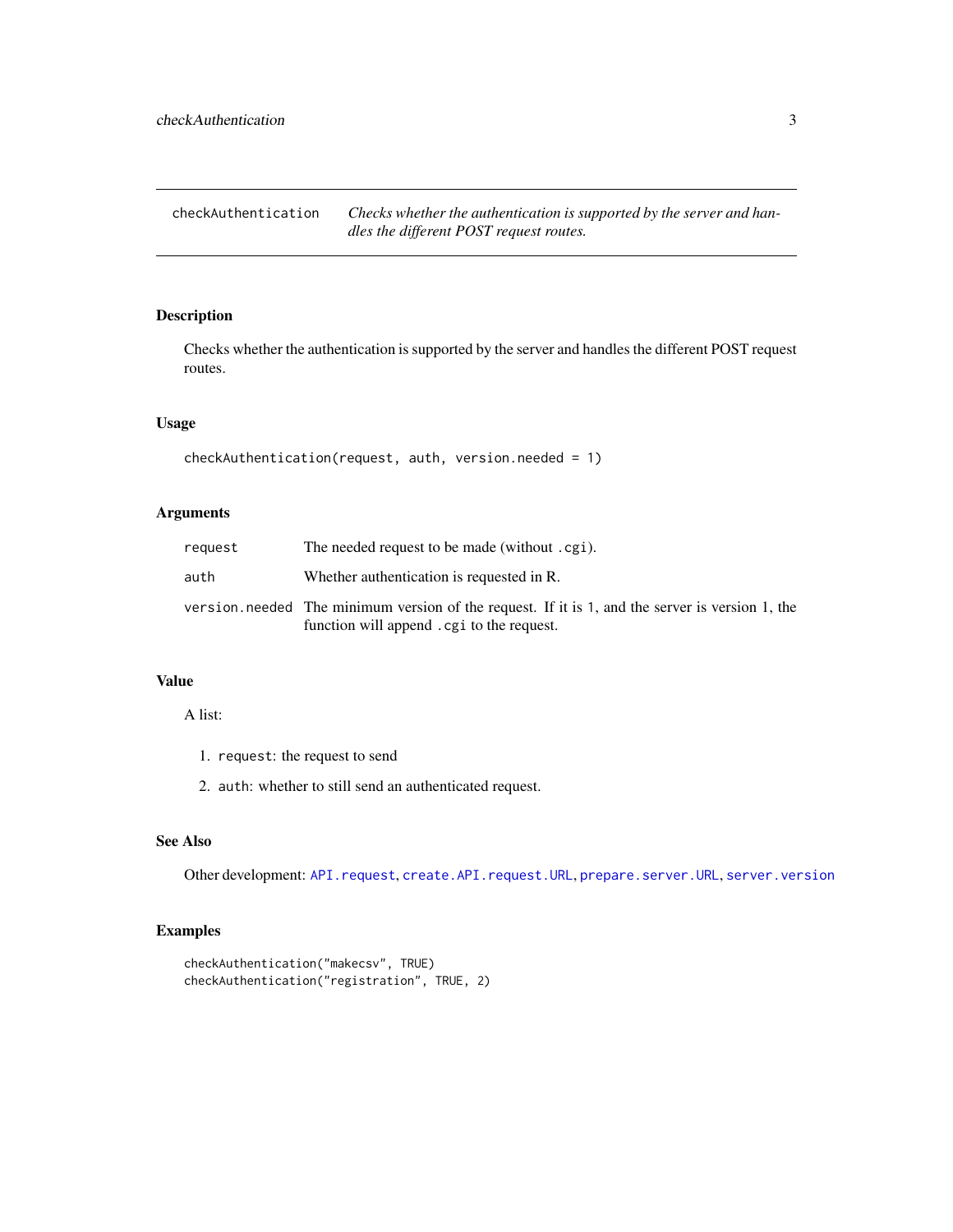## checkAuthentication

*Checks whether the authentication is supported by the server and handles the different POST request routes.*

### Description

Checks whether the authentication is supported by the server and handles the different POST request routes.

### Usage

```
checkAuthentication(request, auth, version.needed = 1)
```

### Arguments

| | |
|---|---|
| `request` | The needed request to be made (without `.cgi`). |
| `auth` | Whether authentication is requested in R. |
| `version.needed` | The minimum version of the request. If it is `1`, and the server is version 1, the function will append `.cgi` to the request. |

### Value

A list:

1. `request`: the request to send
2. `auth`: whether to still send an authenticated request.

### See Also

Other development: `API.request`, `create.API.request.URL`, `prepare.server.URL`, `server.version`

### Examples

```
checkAuthentication("makecsv", TRUE)
checkAuthentication("registration", TRUE, 2)
```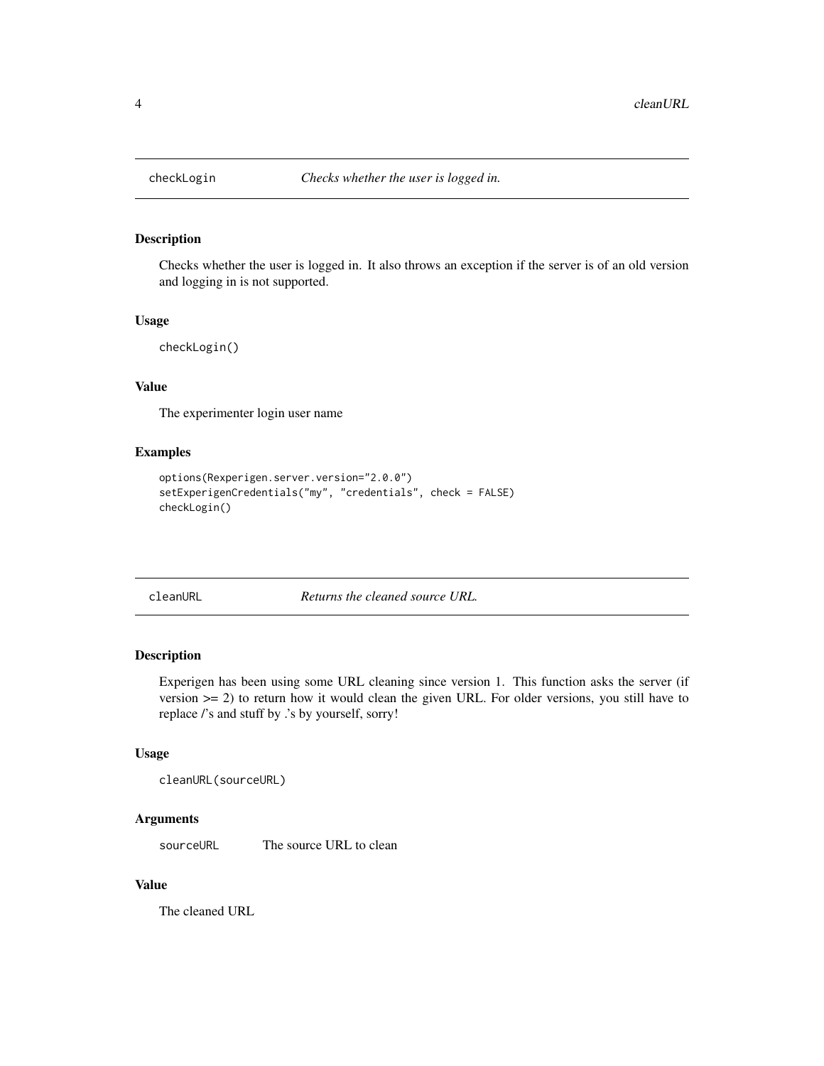## checkLogin — *Checks whether the user is logged in.*

### Description

Checks whether the user is logged in. It also throws an exception if the server is of an old version and logging in is not supported.

### Usage

```
checkLogin()
```

### Value

The experimenter login user name

### Examples

```
options(Rexperigen.server.version="2.0.0")
setExperigenCredentials("my", "credentials", check = FALSE)
checkLogin()
```

## cleanURL — *Returns the cleaned source URL.*

### Description

Experigen has been using some URL cleaning since version 1. This function asks the server (if version >= 2) to return how it would clean the given URL. For older versions, you still have to replace /'s and stuff by .'s by yourself, sorry!

### Usage

```
cleanURL(sourceURL)
```

### Arguments

| | |
|---|---|
| sourceURL | The source URL to clean |

### Value

The cleaned URL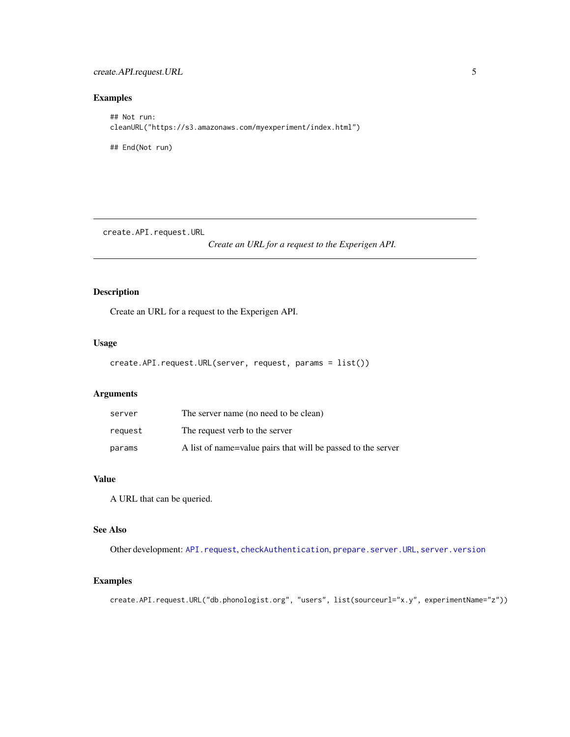### Examples

```
## Not run:
cleanURL("https://s3.amazonaws.com/myexperiment/index.html")

## End(Not run)
```

---

## create.API.request.URL

*Create an URL for a request to the Experigen API.*

---

### Description

Create an URL for a request to the Experigen API.

### Usage

```
create.API.request.URL(server, request, params = list())
```

### Arguments

| | |
|---|---|
| `server` | The server name (no need to be clean) |
| `request` | The request verb to the server |
| `params` | A list of name=value pairs that will be passed to the server |

### Value

A URL that can be queried.

### See Also

Other development: `API.request`, `checkAuthentication`, `prepare.server.URL`, `server.version`

### Examples

```
create.API.request.URL("db.phonologist.org", "users", list(sourceurl="x.y", experimentName="z"))
```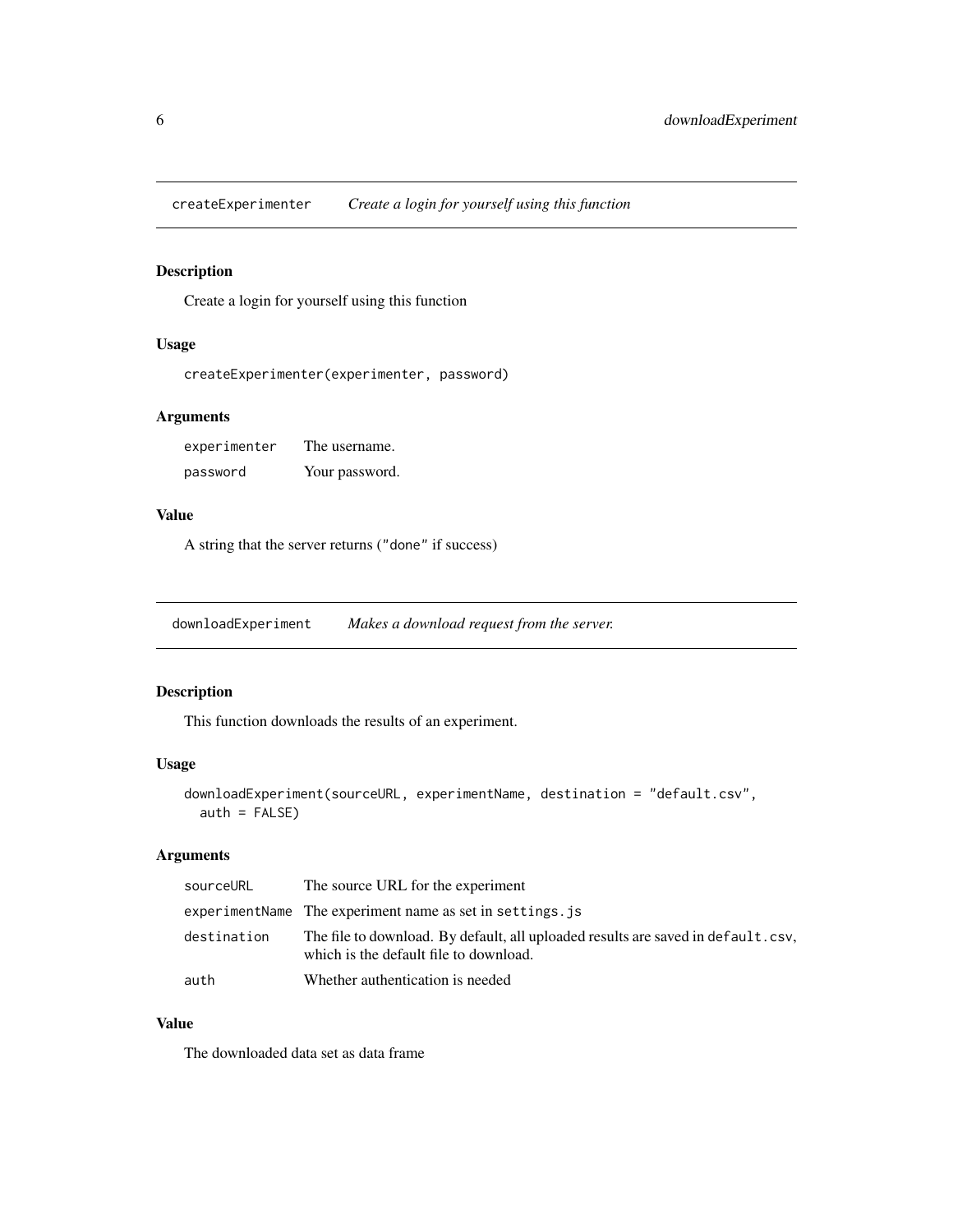## createExperimenter — *Create a login for yourself using this function*

### Description

Create a login for yourself using this function

### Usage

```
createExperimenter(experimenter, password)
```

### Arguments

| | |
|---|---|
| experimenter | The username. |
| password | Your password. |

### Value

A string that the server returns ("done" if success)

## downloadExperiment — *Makes a download request from the server.*

### Description

This function downloads the results of an experiment.

### Usage

```
downloadExperiment(sourceURL, experimentName, destination = "default.csv",
  auth = FALSE)
```

### Arguments

| | |
|---|---|
| sourceURL | The source URL for the experiment |
| experimentName | The experiment name as set in `settings.js` |
| destination | The file to download. By default, all uploaded results are saved in `default.csv`, which is the default file to download. |
| auth | Whether authentication is needed |

### Value

The downloaded data set as data frame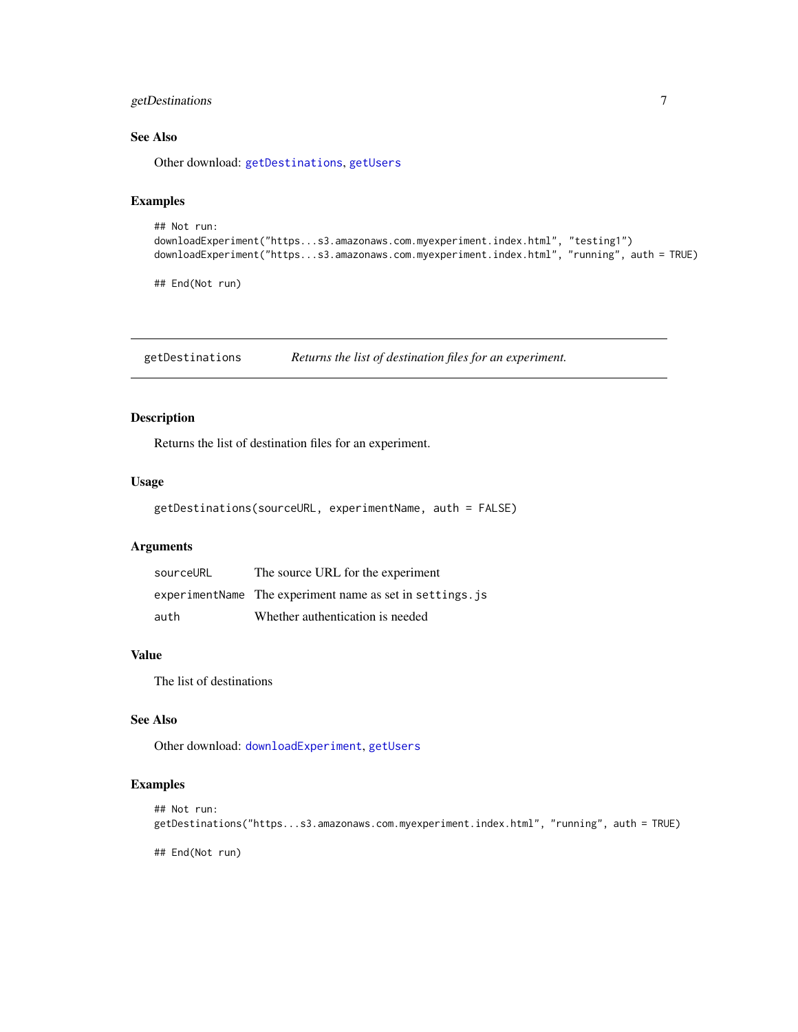### See Also

Other download: `getDestinations`, `getUsers`

### Examples

```
## Not run:
downloadExperiment("https...s3.amazonaws.com.myexperiment.index.html", "testing1")
downloadExperiment("https...s3.amazonaws.com.myexperiment.index.html", "running", auth = TRUE)

## End(Not run)
```

---

## getDestinations — *Returns the list of destination files for an experiment.*

---

### Description

Returns the list of destination files for an experiment.

### Usage

```
getDestinations(sourceURL, experimentName, auth = FALSE)
```

### Arguments

| | |
|---|---|
| `sourceURL` | The source URL for the experiment |
| `experimentName` | The experiment name as set in `settings.js` |
| `auth` | Whether authentication is needed |

### Value

The list of destinations

### See Also

Other download: `downloadExperiment`, `getUsers`

### Examples

```
## Not run:
getDestinations("https...s3.amazonaws.com.myexperiment.index.html", "running", auth = TRUE)

## End(Not run)
```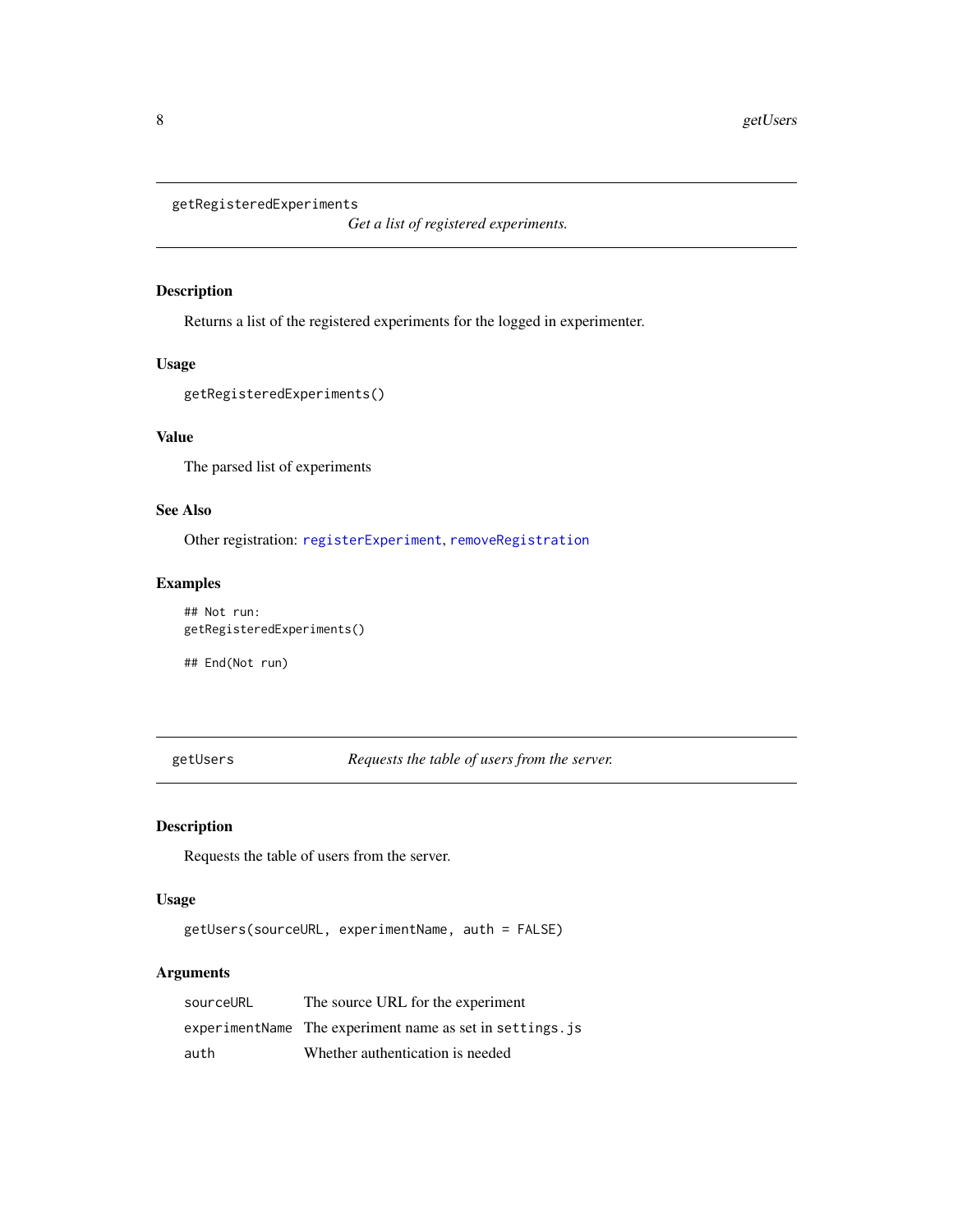## getRegisteredExperiments

*Get a list of registered experiments.*

### Description

Returns a list of the registered experiments for the logged in experimenter.

### Usage

```
getRegisteredExperiments()
```

### Value

The parsed list of experiments

### See Also

Other registration: `registerExperiment`, `removeRegistration`

### Examples

```
## Not run:
getRegisteredExperiments()

## End(Not run)
```

## getUsers

*Requests the table of users from the server.*

### Description

Requests the table of users from the server.

### Usage

```
getUsers(sourceURL, experimentName, auth = FALSE)
```

### Arguments

| | |
|---|---|
| `sourceURL` | The source URL for the experiment |
| `experimentName` | The experiment name as set in `settings.js` |
| `auth` | Whether authentication is needed |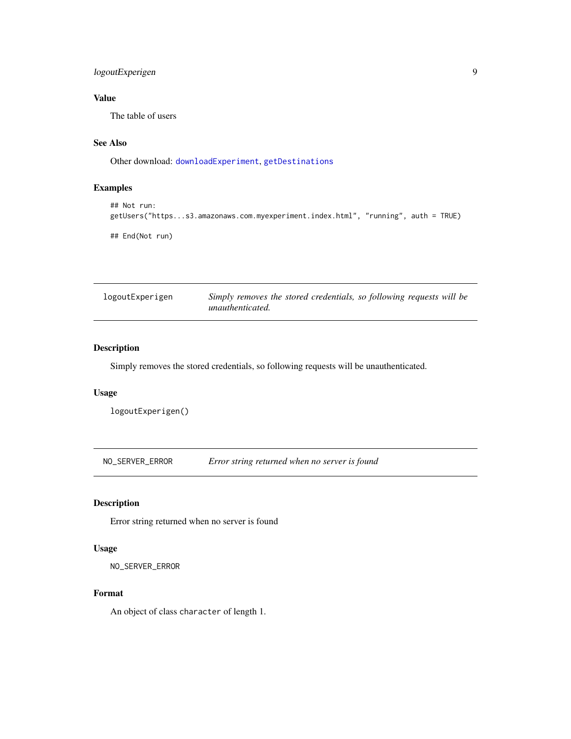### Value

The table of users

### See Also

Other download: `downloadExperiment`, `getDestinations`

### Examples

```
## Not run:
getUsers("https...s3.amazonaws.com.myexperiment.index.html", "running", auth = TRUE)

## End(Not run)
```

---

## logoutExperigen — *Simply removes the stored credentials, so following requests will be unauthenticated.*

---

### Description

Simply removes the stored credentials, so following requests will be unauthenticated.

### Usage

```
logoutExperigen()
```

---

## NO_SERVER_ERROR — *Error string returned when no server is found*

---

### Description

Error string returned when no server is found

### Usage

```
NO_SERVER_ERROR
```

### Format

An object of class `character` of length 1.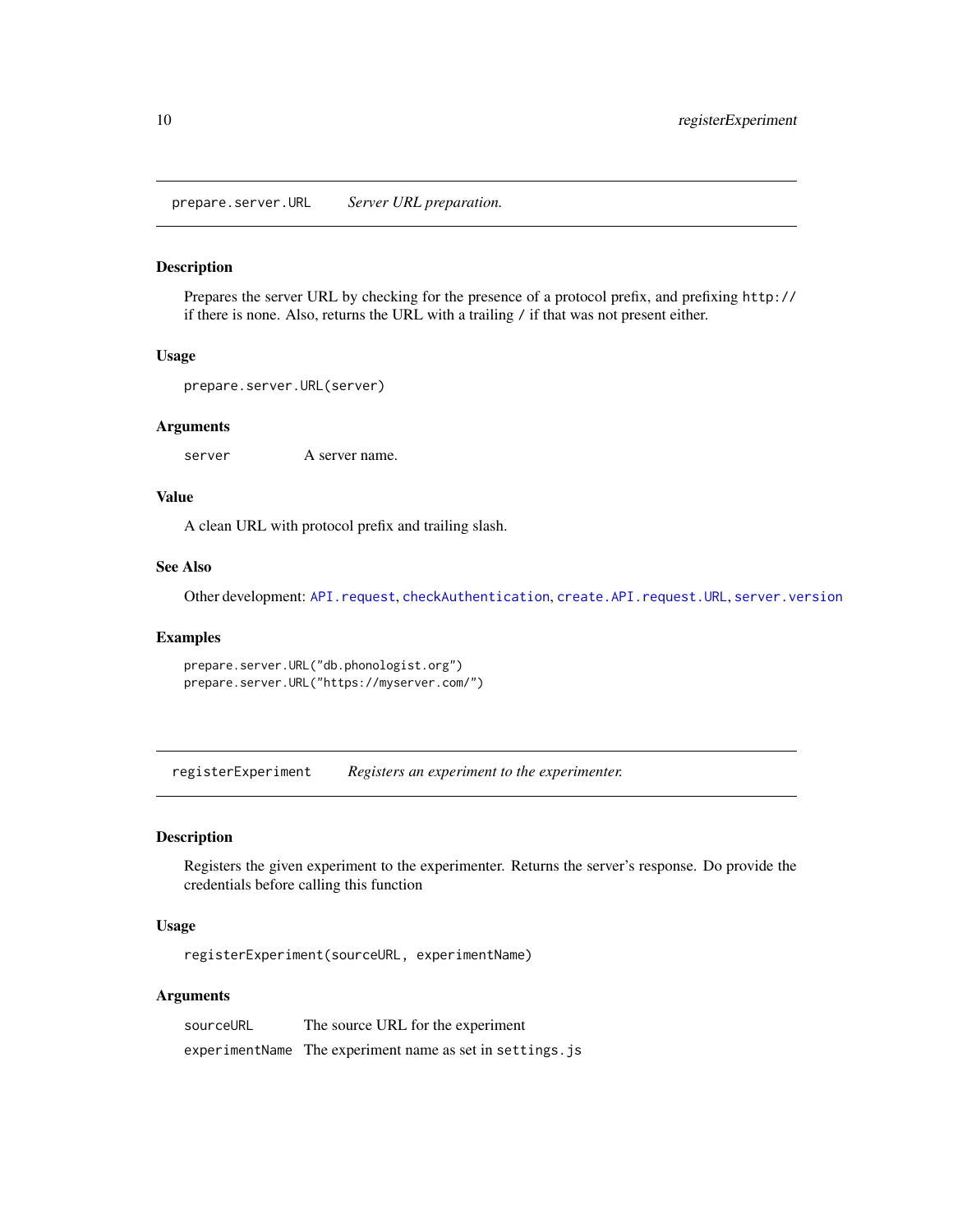## prepare.server.URL — *Server URL preparation.*

### Description

Prepares the server URL by checking for the presence of a protocol prefix, and prefixing `http://` if there is none. Also, returns the URL with a trailing `/` if that was not present either.

### Usage

```
prepare.server.URL(server)
```

### Arguments

| | |
|---|---|
| `server` | A server name. |

### Value

A clean URL with protocol prefix and trailing slash.

### See Also

Other development: `API.request`, `checkAuthentication`, `create.API.request.URL`, `server.version`

### Examples

```
prepare.server.URL("db.phonologist.org")
prepare.server.URL("https://myserver.com/")
```

## registerExperiment — *Registers an experiment to the experimenter.*

### Description

Registers the given experiment to the experimenter. Returns the server's response. Do provide the credentials before calling this function

### Usage

```
registerExperiment(sourceURL, experimentName)
```

### Arguments

| | |
|---|---|
| `sourceURL` | The source URL for the experiment |
| `experimentName` | The experiment name as set in `settings.js` |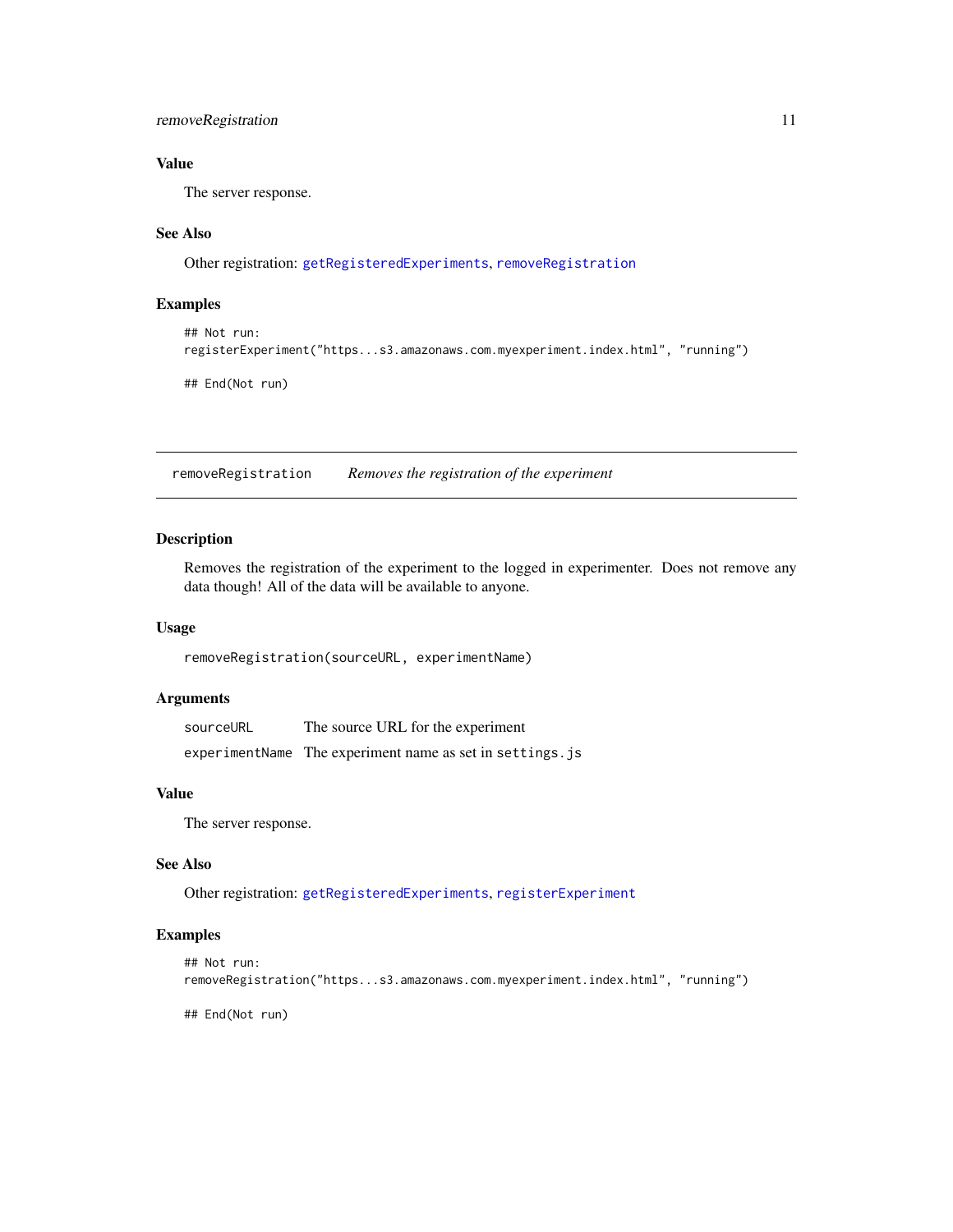### Value

The server response.

### See Also

Other registration: `getRegisteredExperiments`, `removeRegistration`

### Examples

```
## Not run:
registerExperiment("https...s3.amazonaws.com.myexperiment.index.html", "running")

## End(Not run)
```

---

## `removeRegistration` *Removes the registration of the experiment*

---

### Description

Removes the registration of the experiment to the logged in experimenter. Does not remove any data though! All of the data will be available to anyone.

### Usage

```
removeRegistration(sourceURL, experimentName)
```

### Arguments

| | |
|---|---|
| `sourceURL` | The source URL for the experiment |
| `experimentName` | The experiment name as set in `settings.js` |

### Value

The server response.

### See Also

Other registration: `getRegisteredExperiments`, `registerExperiment`

### Examples

```
## Not run:
removeRegistration("https...s3.amazonaws.com.myexperiment.index.html", "running")

## End(Not run)
```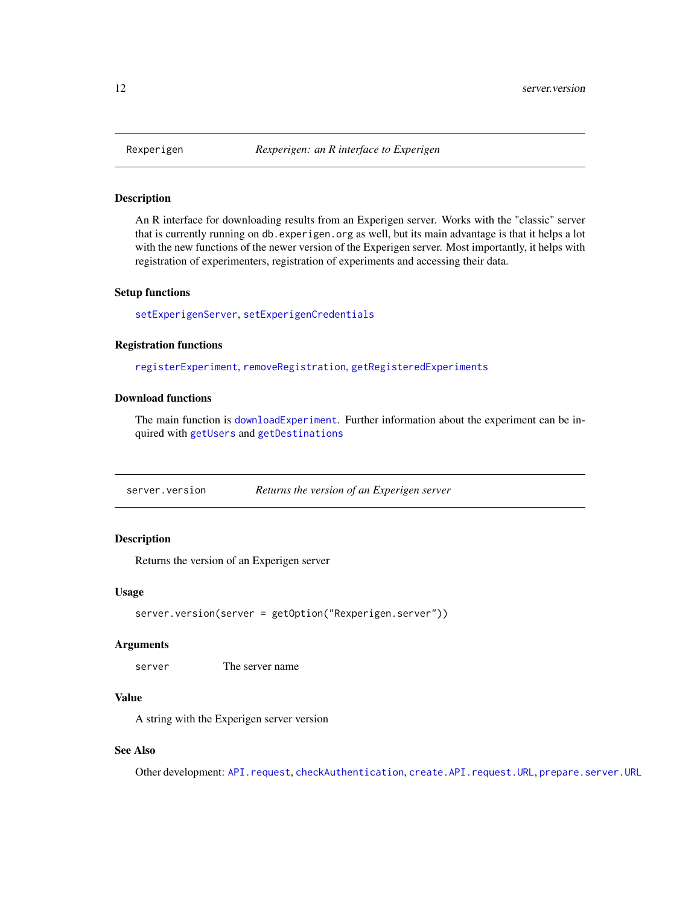## Rexperigen — *Rexperigen: an R interface to Experigen*

### Description

An R interface for downloading results from an Experigen server. Works with the "classic" server that is currently running on `db.experigen.org` as well, but its main advantage is that it helps a lot with the new functions of the newer version of the Experigen server. Most importantly, it helps with registration of experimenters, registration of experiments and accessing their data.

### Setup functions

`setExperigenServer`, `setExperigenCredentials`

### Registration functions

`registerExperiment`, `removeRegistration`, `getRegisteredExperiments`

### Download functions

The main function is `downloadExperiment`. Further information about the experiment can be inquired with `getUsers` and `getDestinations`

## server.version — *Returns the version of an Experigen server*

### Description

Returns the version of an Experigen server

### Usage

```
server.version(server = getOption("Rexperigen.server"))
```

### Arguments

| | |
|---|---|
| `server` | The server name |

### Value

A string with the Experigen server version

### See Also

Other development: `API.request`, `checkAuthentication`, `create.API.request.URL`, `prepare.server.URL`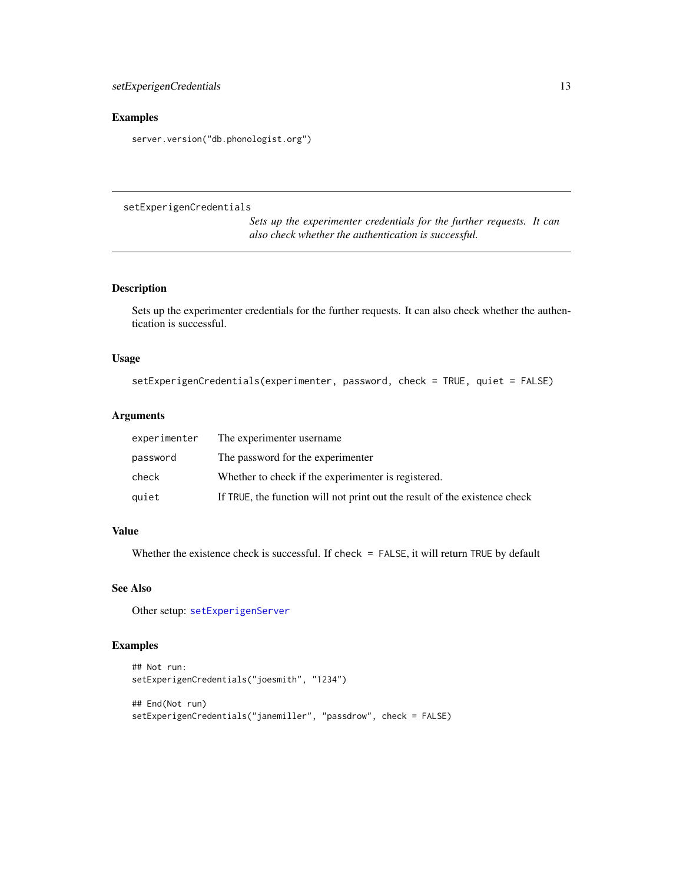## Examples

```
server.version("db.phonologist.org")
```

---

`setExperigenCredentials` *Sets up the experimenter credentials for the further requests. It can also check whether the authentication is successful.*

---

### Description

Sets up the experimenter credentials for the further requests. It can also check whether the authentication is successful.

### Usage

```
setExperigenCredentials(experimenter, password, check = TRUE, quiet = FALSE)
```

### Arguments

| | |
|---|---|
| `experimenter` | The experimenter username |
| `password` | The password for the experimenter |
| `check` | Whether to check if the experimenter is registered. |
| `quiet` | If `TRUE`, the function will not print out the result of the existence check |

### Value

Whether the existence check is successful. If `check = FALSE`, it will return `TRUE` by default

### See Also

Other setup: `setExperigenServer`

### Examples

```
## Not run:
setExperigenCredentials("joesmith", "1234")

## End(Not run)
setExperigenCredentials("janemiller", "passdrow", check = FALSE)
```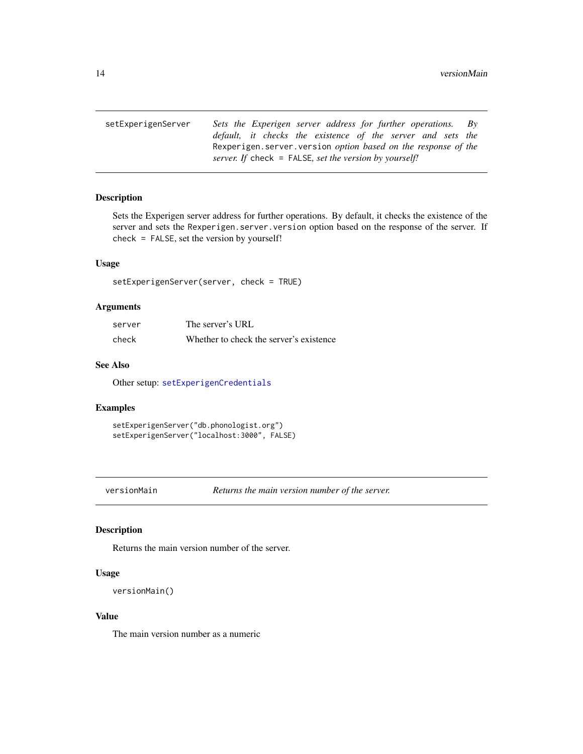## setExperigenServer

*Sets the Experigen server address for further operations. By default, it checks the existence of the server and sets the `Rexperigen.server.version` option based on the response of the server. If `check = FALSE`, set the version by yourself!*

### Description

Sets the Experigen server address for further operations. By default, it checks the existence of the server and sets the `Rexperigen.server.version` option based on the response of the server. If `check = FALSE`, set the version by yourself!

### Usage

```
setExperigenServer(server, check = TRUE)
```

### Arguments

| | |
|---|---|
| `server` | The server's URL |
| `check` | Whether to check the server's existence |

### See Also

Other setup: `setExperigenCredentials`

### Examples

```
setExperigenServer("db.phonologist.org")
setExperigenServer("localhost:3000", FALSE)
```

## versionMain

*Returns the main version number of the server.*

### Description

Returns the main version number of the server.

### Usage

```
versionMain()
```

### Value

The main version number as a numeric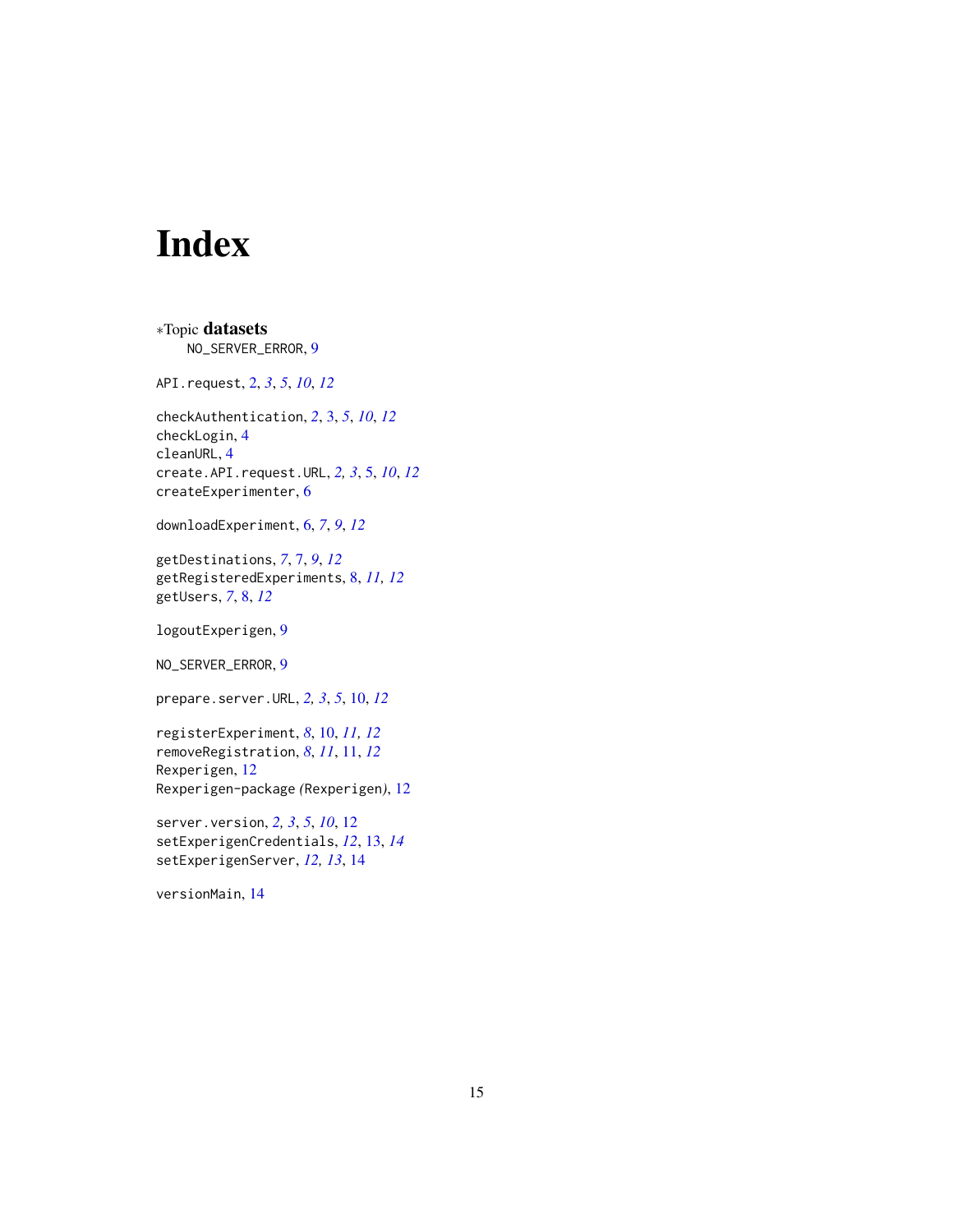# Index

*Topic **datasets**

NO_SERVER_ERROR, 9

API.request, 2, *3*, *5*, *10*, *12*

checkAuthentication, *2*, 3, *5*, *10*, *12*
checkLogin, 4
cleanURL, 4
create.API.request.URL, *2, 3*, 5, *10*, *12*
createExperimenter, 6

downloadExperiment, 6, *7*, *9*, *12*

getDestinations, *7*, 7, *9*, *12*
getRegisteredExperiments, 8, *11, 12*
getUsers, *7*, 8, *12*

logoutExperigen, 9

NO_SERVER_ERROR, 9

prepare.server.URL, *2, 3*, *5*, 10, *12*

registerExperiment, *8*, 10, *11, 12*
removeRegistration, *8*, *11*, 11, *12*
Rexperigen, 12
Rexperigen-package *(*Rexperigen*)*, 12

server.version, *2, 3*, *5*, *10*, 12
setExperigenCredentials, *12*, 13, *14*
setExperigenServer, *12, 13*, 14

versionMain, 14